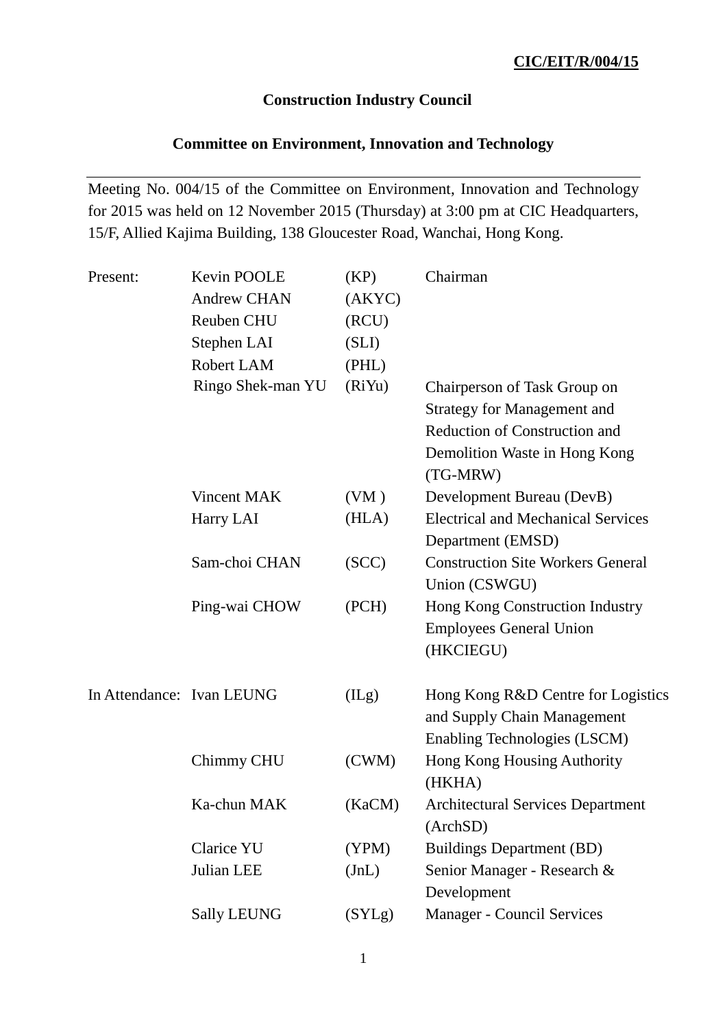**CIC/EIT/R/004/15**

**Construction Industry Council**

**Committee on Environment, Innovation and Technology**

---

Meeting No. 004/15 of the Committee on Environment, Innovation and Technology for 2015 was held on 12 November 2015 (Thursday) at 3:00 pm at CIC Headquarters, 15/F, Allied Kajima Building, 138 Gloucester Road, Wanchai, Hong Kong.

| | | | |
|---|---|---|---|
| Present: | Kevin POOLE | (KP) | Chairman |
| | Andrew CHAN | (AKYC) | |
| | Reuben CHU | (RCU) | |
| | Stephen LAI | (SLI) | |
| | Robert LAM | (PHL) | |
| | Ringo Shek-man YU | (RiYu) | Chairperson of Task Group on Strategy for Management and Reduction of Construction and Demolition Waste in Hong Kong (TG-MRW) |
| | Vincent MAK | (VM ) | Development Bureau (DevB) |
| | Harry LAI | (HLA) | Electrical and Mechanical Services Department (EMSD) |
| | Sam-choi CHAN | (SCC) | Construction Site Workers General Union (CSWGU) |
| | Ping-wai CHOW | (PCH) | Hong Kong Construction Industry Employees General Union (HKCIEGU) |
| In Attendance: | Ivan LEUNG | (ILg) | Hong Kong R&D Centre for Logistics and Supply Chain Management Enabling Technologies (LSCM) |
| | Chimmy CHU | (CWM) | Hong Kong Housing Authority (HKHA) |
| | Ka-chun MAK | (KaCM) | Architectural Services Department (ArchSD) |
| | Clarice YU | (YPM) | Buildings Department (BD) |
| | Julian LEE | (JnL) | Senior Manager - Research & Development |
| | Sally LEUNG | (SYLg) | Manager - Council Services |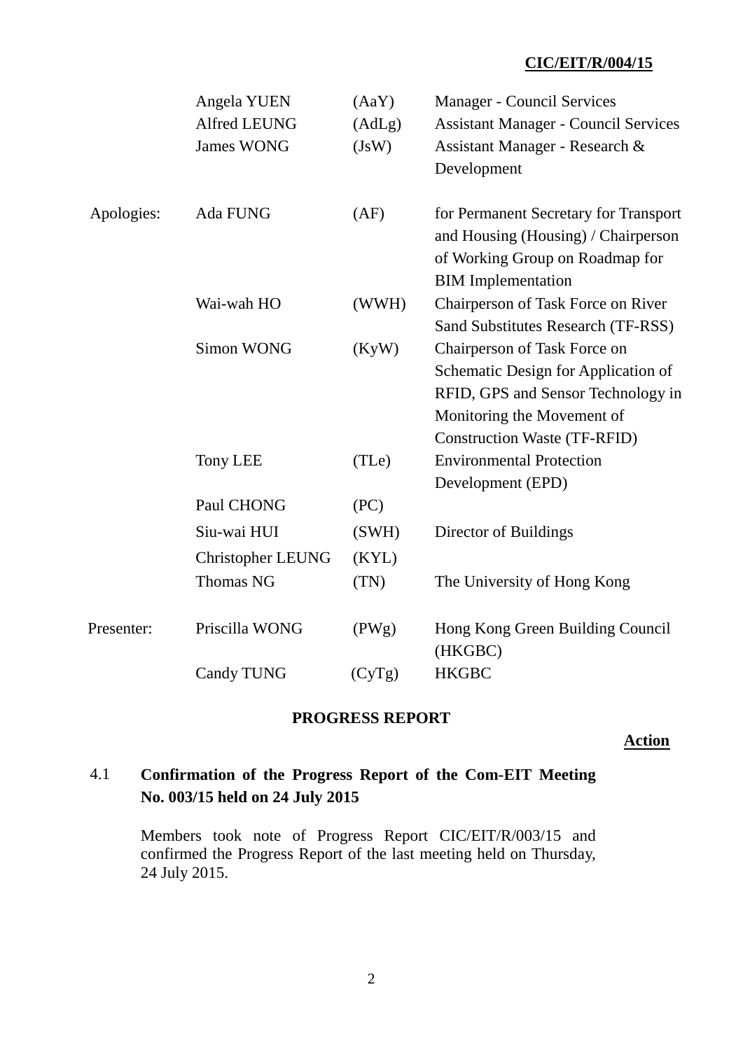**CIC/EIT/R/004/15**

| | | | |
|---|---|---|---|
| | Angela YUEN | (AaY) | Manager - Council Services |
| | Alfred LEUNG | (AdLg) | Assistant Manager - Council Services |
| | James WONG | (JsW) | Assistant Manager - Research & Development |
| Apologies: | Ada FUNG | (AF) | for Permanent Secretary for Transport and Housing (Housing) / Chairperson of Working Group on Roadmap for BIM Implementation |
| | Wai-wah HO | (WWH) | Chairperson of Task Force on River Sand Substitutes Research (TF-RSS) |
| | Simon WONG | (KyW) | Chairperson of Task Force on Schematic Design for Application of RFID, GPS and Sensor Technology in Monitoring the Movement of Construction Waste (TF-RFID) |
| | Tony LEE | (TLe) | Environmental Protection Development (EPD) |
| | Paul CHONG | (PC) | |
| | Siu-wai HUI | (SWH) | Director of Buildings |
| | Christopher LEUNG | (KYL) | |
| | Thomas NG | (TN) | The University of Hong Kong |
| Presenter: | Priscilla WONG | (PWg) | Hong Kong Green Building Council (HKGBC) |
| | Candy TUNG | (CyTg) | HKGBC |

## PROGRESS REPORT

**Action**

### 4.1 Confirmation of the Progress Report of the Com-EIT Meeting No. 003/15 held on 24 July 2015

Members took note of Progress Report CIC/EIT/R/003/15 and confirmed the Progress Report of the last meeting held on Thursday, 24 July 2015.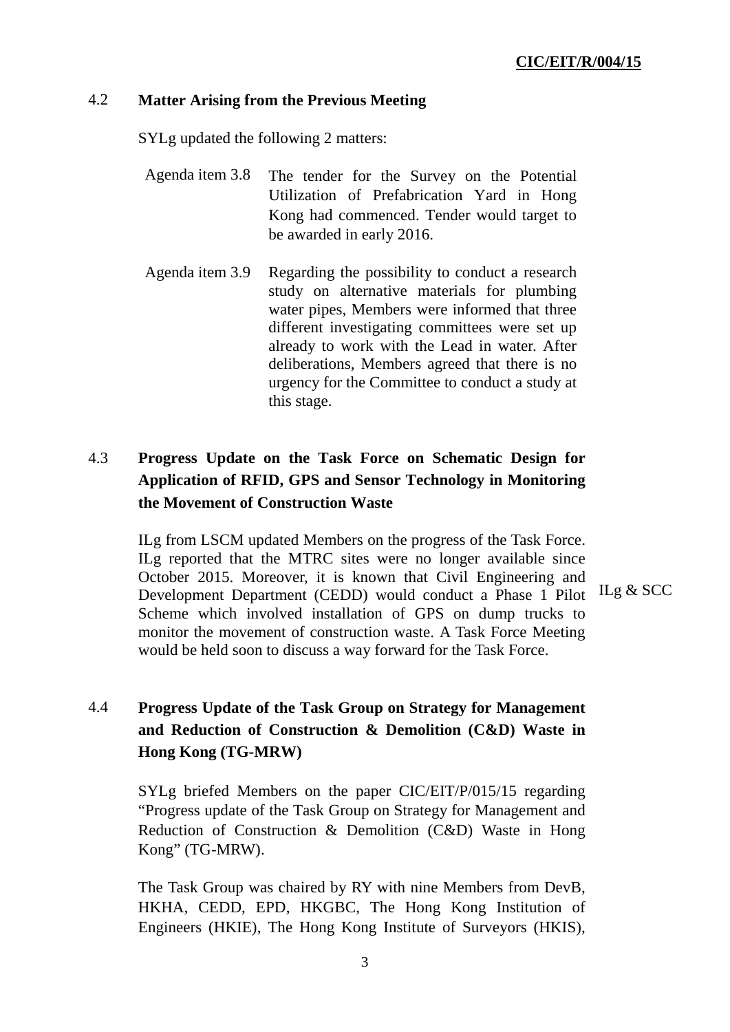### 4.2 Matter Arising from the Previous Meeting

SYLg updated the following 2 matters:

Agenda item 3.8 The tender for the Survey on the Potential Utilization of Prefabrication Yard in Hong Kong had commenced. Tender would target to be awarded in early 2016.

Agenda item 3.9 Regarding the possibility to conduct a research study on alternative materials for plumbing water pipes, Members were informed that three different investigating committees were set up already to work with the Lead in water. After deliberations, Members agreed that there is no urgency for the Committee to conduct a study at this stage.

### 4.3 Progress Update on the Task Force on Schematic Design for Application of RFID, GPS and Sensor Technology in Monitoring the Movement of Construction Waste

ILg from LSCM updated Members on the progress of the Task Force. ILg reported that the MTRC sites were no longer available since October 2015. Moreover, it is known that Civil Engineering and Development Department (CEDD) would conduct a Phase 1 Pilot Scheme which involved installation of GPS on dump trucks to monitor the movement of construction waste. A Task Force Meeting would be held soon to discuss a way forward for the Task Force.

ILg & SCC

### 4.4 Progress Update of the Task Group on Strategy for Management and Reduction of Construction & Demolition (C&D) Waste in Hong Kong (TG-MRW)

SYLg briefed Members on the paper CIC/EIT/P/015/15 regarding "Progress update of the Task Group on Strategy for Management and Reduction of Construction & Demolition (C&D) Waste in Hong Kong" (TG-MRW).

The Task Group was chaired by RY with nine Members from DevB, HKHA, CEDD, EPD, HKGBC, The Hong Kong Institution of Engineers (HKIE), The Hong Kong Institute of Surveyors (HKIS),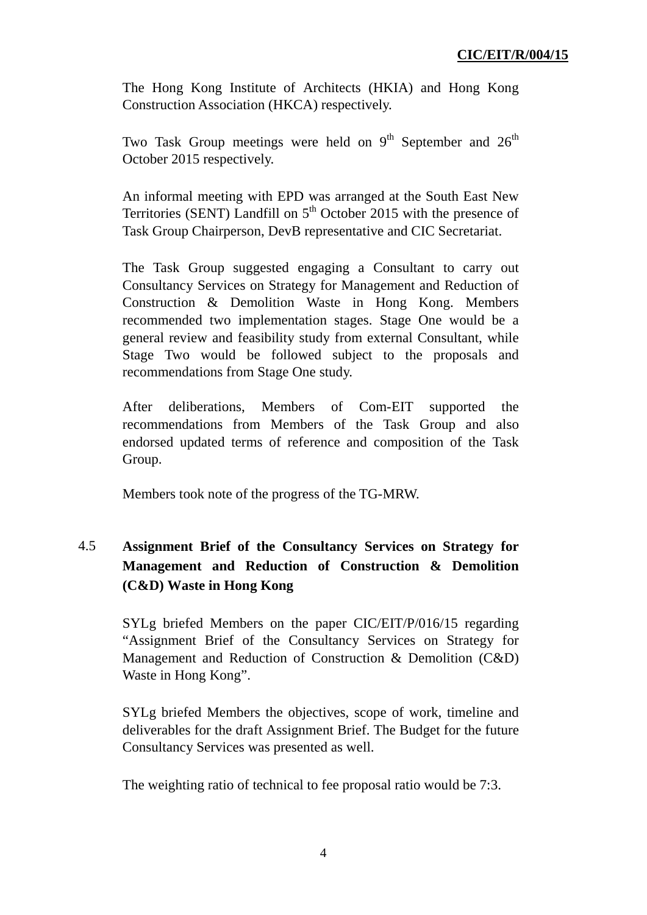The Hong Kong Institute of Architects (HKIA) and Hong Kong Construction Association (HKCA) respectively.

Two Task Group meetings were held on 9th September and 26th October 2015 respectively.

An informal meeting with EPD was arranged at the South East New Territories (SENT) Landfill on 5th October 2015 with the presence of Task Group Chairperson, DevB representative and CIC Secretariat.

The Task Group suggested engaging a Consultant to carry out Consultancy Services on Strategy for Management and Reduction of Construction & Demolition Waste in Hong Kong. Members recommended two implementation stages. Stage One would be a general review and feasibility study from external Consultant, while Stage Two would be followed subject to the proposals and recommendations from Stage One study.

After deliberations, Members of Com-EIT supported the recommendations from Members of the Task Group and also endorsed updated terms of reference and composition of the Task Group.

Members took note of the progress of the TG-MRW.

## 4.5 Assignment Brief of the Consultancy Services on Strategy for Management and Reduction of Construction & Demolition (C&D) Waste in Hong Kong

SYLg briefed Members on the paper CIC/EIT/P/016/15 regarding "Assignment Brief of the Consultancy Services on Strategy for Management and Reduction of Construction & Demolition (C&D) Waste in Hong Kong".

SYLg briefed Members the objectives, scope of work, timeline and deliverables for the draft Assignment Brief. The Budget for the future Consultancy Services was presented as well.

The weighting ratio of technical to fee proposal ratio would be 7:3.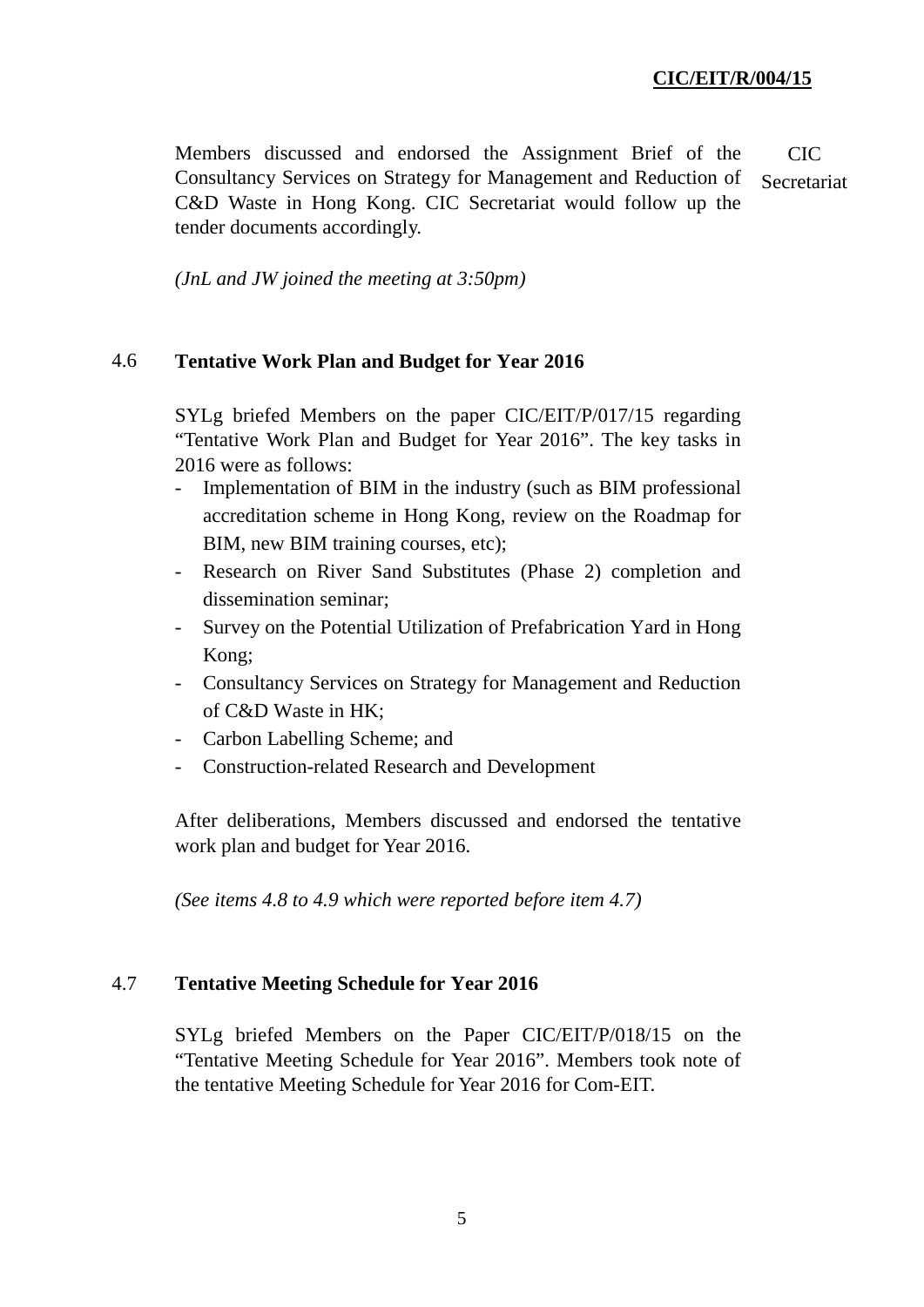Members discussed and endorsed the Assignment Brief of the Consultancy Services on Strategy for Management and Reduction of C&D Waste in Hong Kong. CIC Secretariat would follow up the tender documents accordingly. CIC Secretariat

*(JnL and JW joined the meeting at 3:50pm)*

**4.6 Tentative Work Plan and Budget for Year 2016**

SYLg briefed Members on the paper CIC/EIT/P/017/15 regarding "Tentative Work Plan and Budget for Year 2016". The key tasks in 2016 were as follows:

- Implementation of BIM in the industry (such as BIM professional accreditation scheme in Hong Kong, review on the Roadmap for BIM, new BIM training courses, etc);
- Research on River Sand Substitutes (Phase 2) completion and dissemination seminar;
- Survey on the Potential Utilization of Prefabrication Yard in Hong Kong;
- Consultancy Services on Strategy for Management and Reduction of C&D Waste in HK;
- Carbon Labelling Scheme; and
- Construction-related Research and Development

After deliberations, Members discussed and endorsed the tentative work plan and budget for Year 2016.

*(See items 4.8 to 4.9 which were reported before item 4.7)*

**4.7 Tentative Meeting Schedule for Year 2016**

SYLg briefed Members on the Paper CIC/EIT/P/018/15 on the "Tentative Meeting Schedule for Year 2016". Members took note of the tentative Meeting Schedule for Year 2016 for Com-EIT.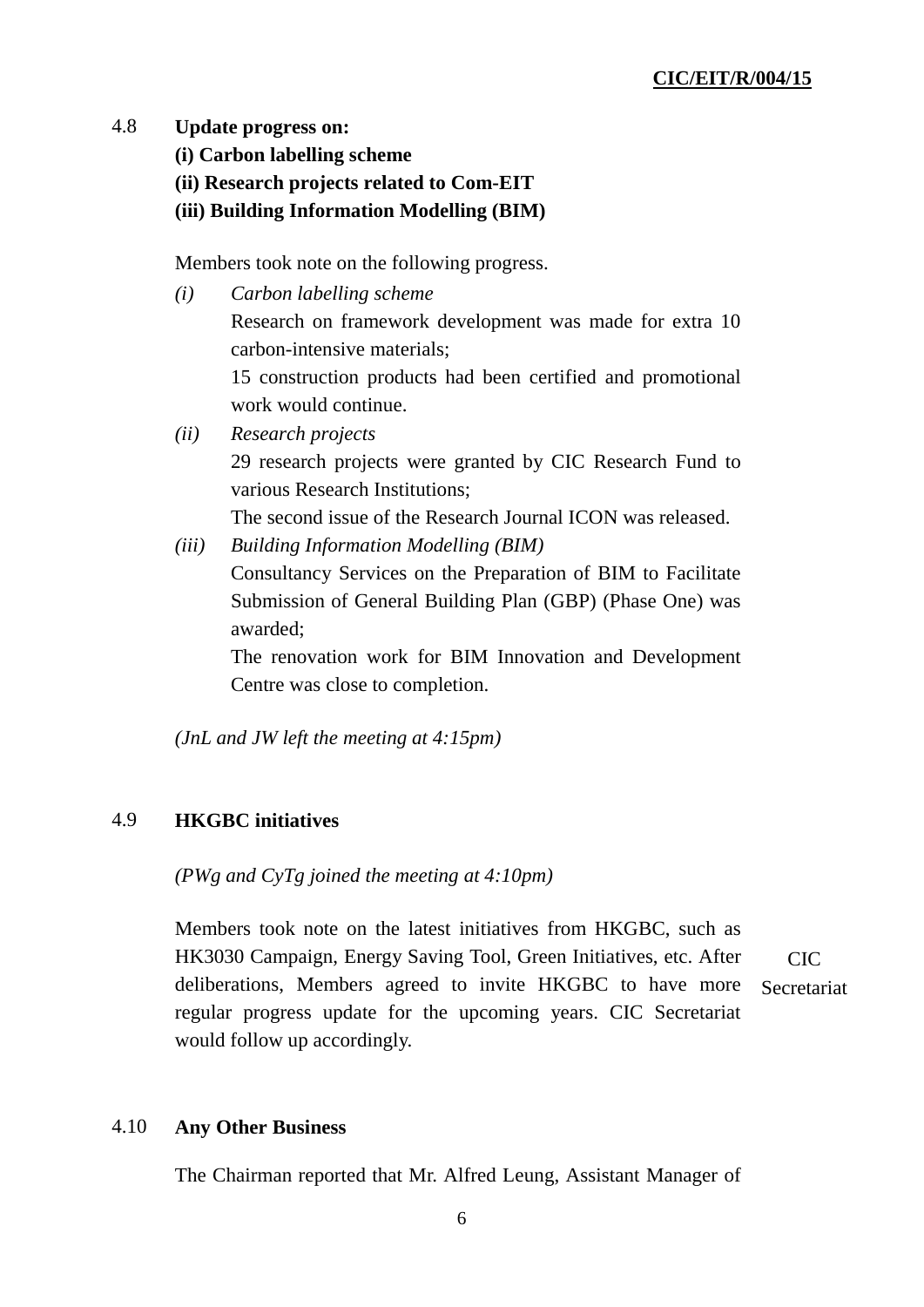**4.8 Update progress on:**
**(i) Carbon labelling scheme**
**(ii) Research projects related to Com-EIT**
**(iii) Building Information Modelling (BIM)**

Members took note on the following progress.

*(i) Carbon labelling scheme*
Research on framework development was made for extra 10 carbon-intensive materials;
15 construction products had been certified and promotional work would continue.

*(ii) Research projects*
29 research projects were granted by CIC Research Fund to various Research Institutions;
The second issue of the Research Journal ICON was released.

*(iii) Building Information Modelling (BIM)*
Consultancy Services on the Preparation of BIM to Facilitate Submission of General Building Plan (GBP) (Phase One) was awarded;
The renovation work for BIM Innovation and Development Centre was close to completion.

*(JnL and JW left the meeting at 4:15pm)*

**4.9 HKGBC initiatives**

*(PWg and CyTg joined the meeting at 4:10pm)*

Members took note on the latest initiatives from HKGBC, such as HK3030 Campaign, Energy Saving Tool, Green Initiatives, etc. After deliberations, Members agreed to invite HKGBC to have more regular progress update for the upcoming years. CIC Secretariat would follow up accordingly. — CIC Secretariat

**4.10 Any Other Business**

The Chairman reported that Mr. Alfred Leung, Assistant Manager of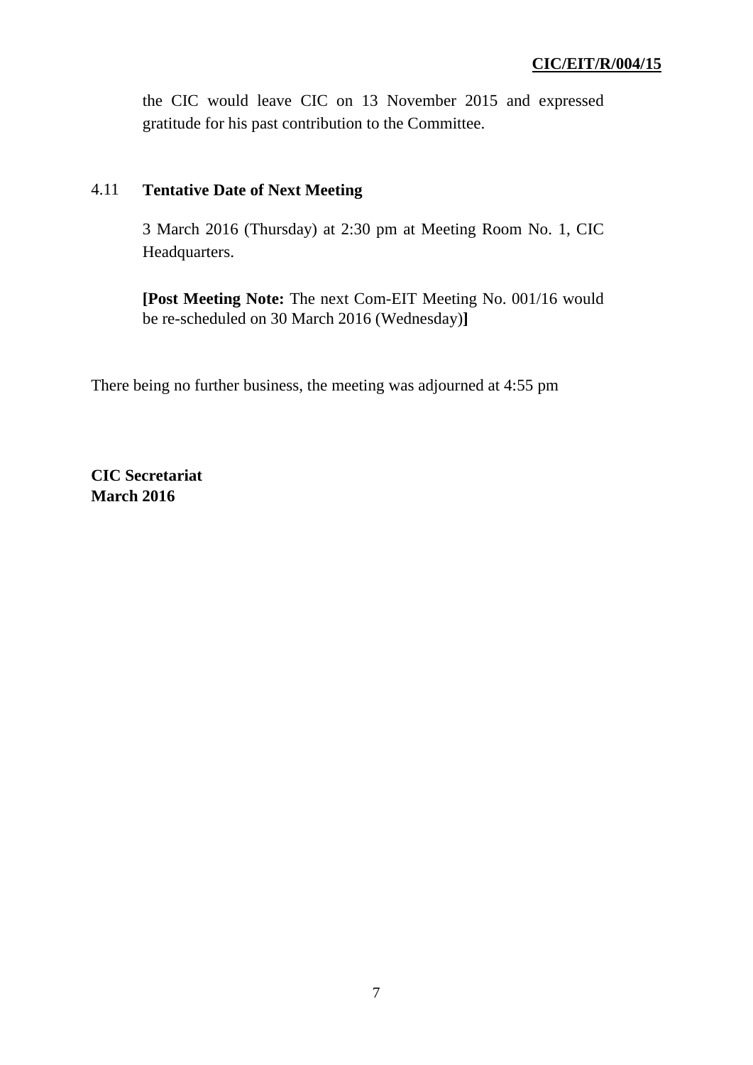the CIC would leave CIC on 13 November 2015 and expressed gratitude for his past contribution to the Committee.

4.11 **Tentative Date of Next Meeting**

3 March 2016 (Thursday) at 2:30 pm at Meeting Room No. 1, CIC Headquarters.

**[Post Meeting Note:** The next Com-EIT Meeting No. 001/16 would be re-scheduled on 30 March 2016 (Wednesday)**]**

There being no further business, the meeting was adjourned at 4:55 pm

**CIC Secretariat**
**March 2016**